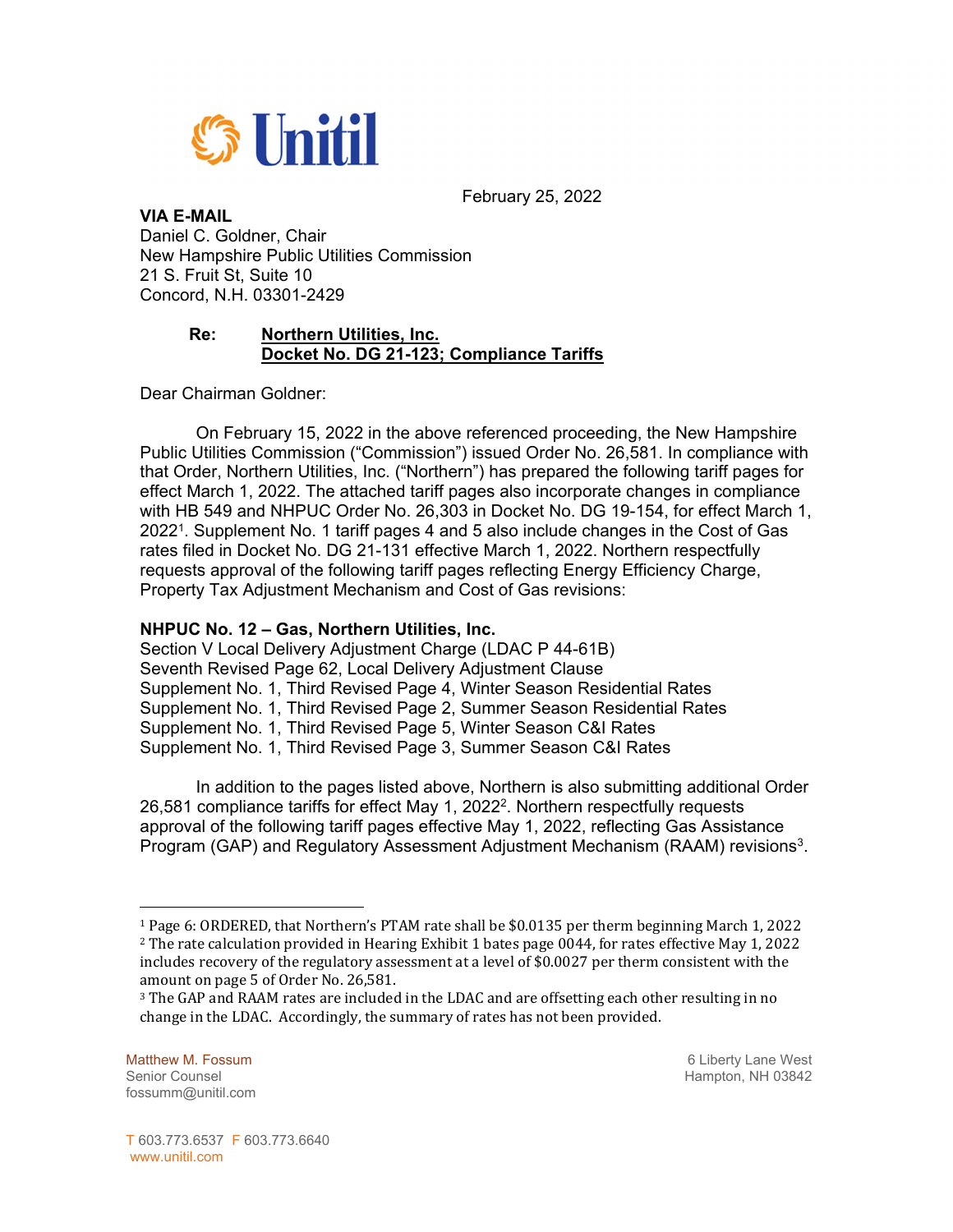Unitil

February 25, 2022

**VIA E-MAIL**
Daniel C. Goldner, Chair
New Hampshire Public Utilities Commission
21 S. Fruit St, Suite 10
Concord, N.H. 03301-2429

**Re: Northern Utilities, Inc.**
**Docket No. DG 21-123; Compliance Tariffs**

Dear Chairman Goldner:

On February 15, 2022 in the above referenced proceeding, the New Hampshire Public Utilities Commission ("Commission") issued Order No. 26,581. In compliance with that Order, Northern Utilities, Inc. ("Northern") has prepared the following tariff pages for effect March 1, 2022. The attached tariff pages also incorporate changes in compliance with HB 549 and NHPUC Order No. 26,303 in Docket No. DG 19-154, for effect March 1, 2022[1]. Supplement No. 1 tariff pages 4 and 5 also include changes in the Cost of Gas rates filed in Docket No. DG 21-131 effective March 1, 2022. Northern respectfully requests approval of the following tariff pages reflecting Energy Efficiency Charge, Property Tax Adjustment Mechanism and Cost of Gas revisions:

**NHPUC No. 12 – Gas, Northern Utilities, Inc.**
Section V Local Delivery Adjustment Charge (LDAC P 44-61B)
Seventh Revised Page 62, Local Delivery Adjustment Clause
Supplement No. 1, Third Revised Page 4, Winter Season Residential Rates
Supplement No. 1, Third Revised Page 2, Summer Season Residential Rates
Supplement No. 1, Third Revised Page 5, Winter Season C&I Rates
Supplement No. 1, Third Revised Page 3, Summer Season C&I Rates

In addition to the pages listed above, Northern is also submitting additional Order 26,581 compliance tariffs for effect May 1, 2022[2]. Northern respectfully requests approval of the following tariff pages effective May 1, 2022, reflecting Gas Assistance Program (GAP) and Regulatory Assessment Adjustment Mechanism (RAAM) revisions[3].

---

[1] Page 6: ORDERED, that Northern's PTAM rate shall be $0.0135 per therm beginning March 1, 2022

[2] The rate calculation provided in Hearing Exhibit 1 bates page 0044, for rates effective May 1, 2022 includes recovery of the regulatory assessment at a level of $0.0027 per therm consistent with the amount on page 5 of Order No. 26,581.

[3] The GAP and RAAM rates are included in the LDAC and are offsetting each other resulting in no change in the LDAC. Accordingly, the summary of rates has not been provided.

Matthew M. Fossum
Senior Counsel
fossumm@unitil.com

6 Liberty Lane West
Hampton, NH 03842

T 603.773.6537 F 603.773.6640
www.unitil.com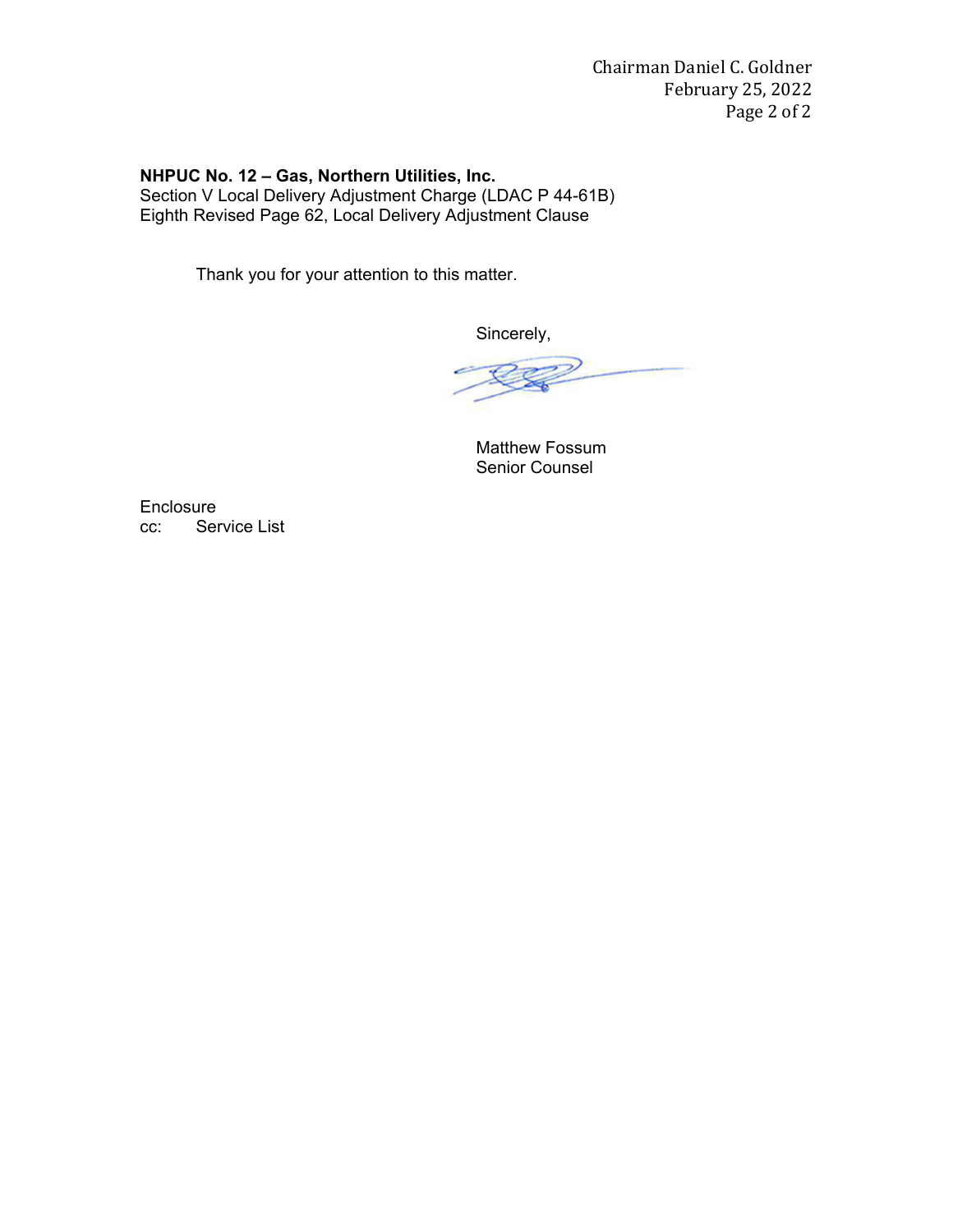**NHPUC No. 12 – Gas, Northern Utilities, Inc.**
Section V Local Delivery Adjustment Charge (LDAC P 44-61B)
Eighth Revised Page 62, Local Delivery Adjustment Clause

Thank you for your attention to this matter.

Sincerely,

Matthew Fossum
Senior Counsel

Enclosure
cc: Service List